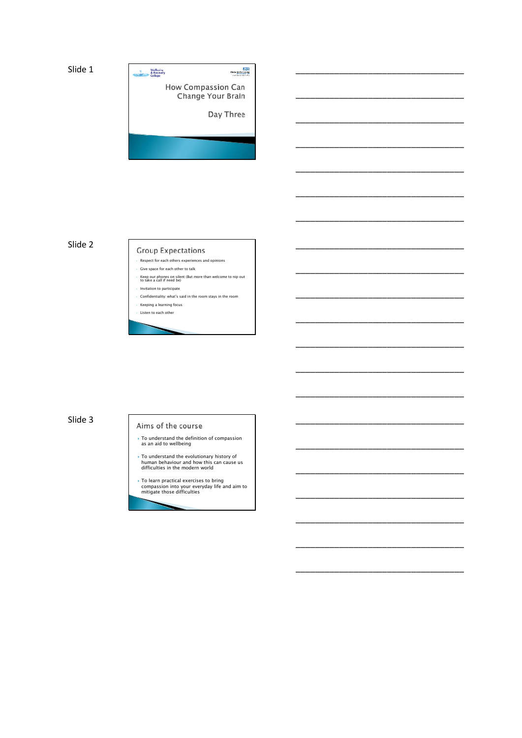Slide 1

How Compassion Can Change Your Brain

Day Three

Slide 2

## Group Expectations

- Respect for each others experiences and opinions
- Give space for each other to talk
- Keep our phones on silent (But more than welcome to nip out to take a call if need be)
- Invitation to participate
- Confidentiality: what's said in the room stays in the room
- Keeping a learning focus
- Listen to each other

Slide 3

## Aims of the course

- To understand the definition of compassion as an aid to wellbeing
- To understand the evolutionary history of human behaviour and how this can cause us difficulties in the modern world
- To learn practical exercises to bring compassion into your everyday life and aim to mitigate those difficulties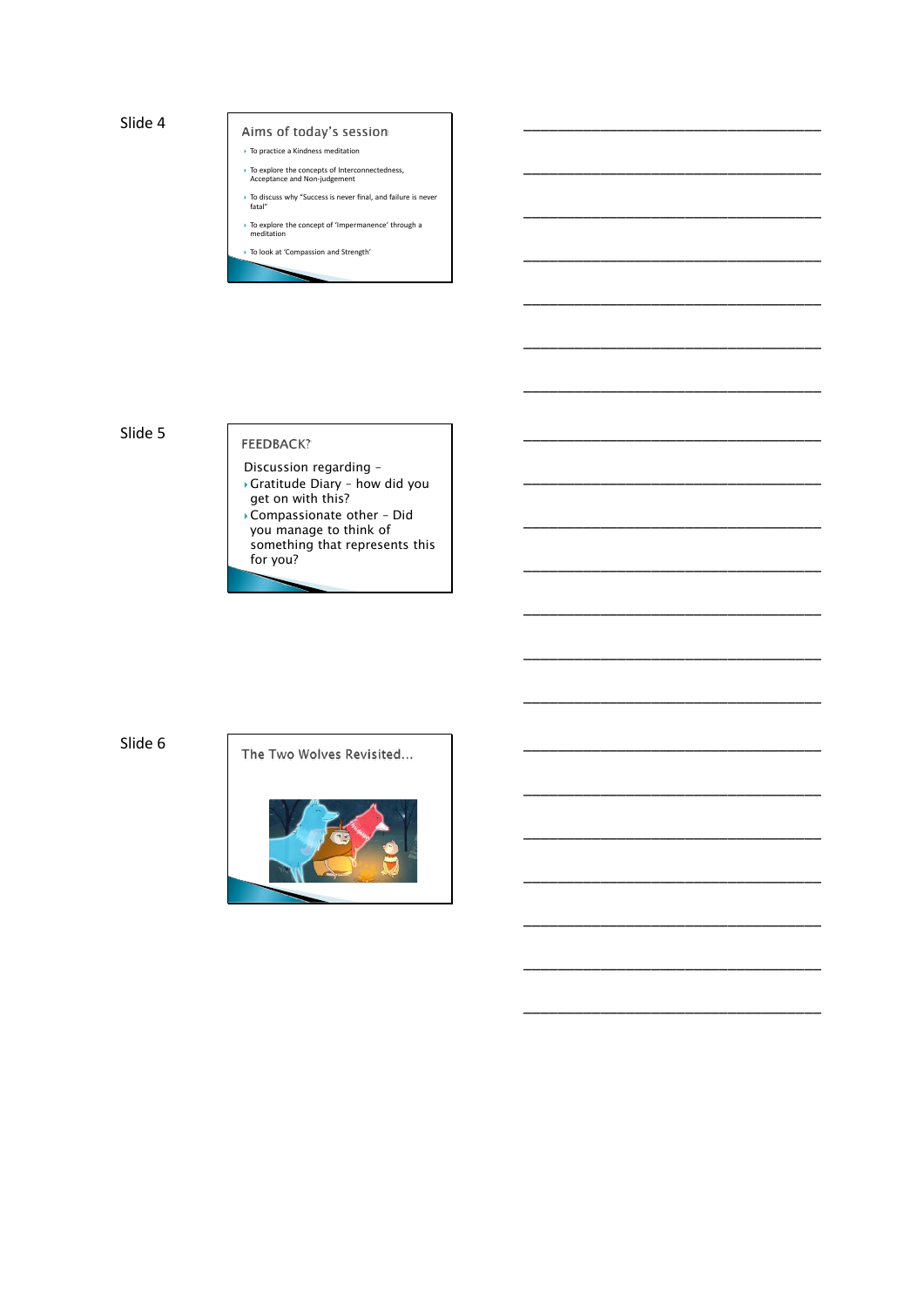Slide 4

## Aims of today's session

- To practice a Kindness meditation
- To explore the concepts of Interconnectedness, Acceptance and Non-judgement
- To discuss why "Success is never final, and failure is never fatal"
- To explore the concept of 'Impermanence' through a meditation
- To look at 'Compassion and Strength'

Slide 5

## FEEDBACK?

Discussion regarding –

- Gratitude Diary – how did you get on with this?
- Compassionate other – Did you manage to think of something that represents this for you?

Slide 6

## The Two Wolves Revisited…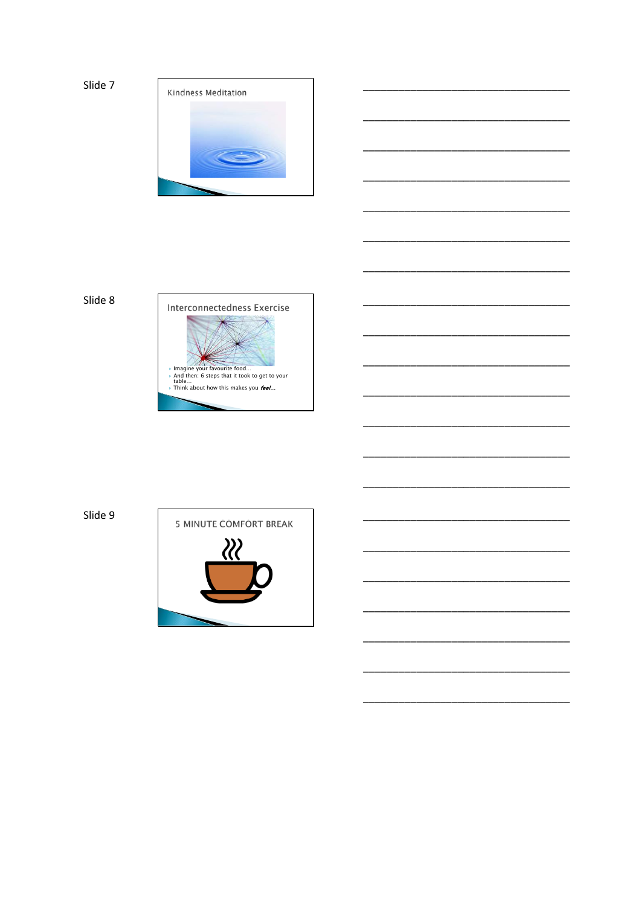Slide 7

Kindness Meditation

Slide 8

Interconnectedness Exercise

- Imagine your favourite food…
- And then: 6 steps that it took to get to your table…
- Think about how this makes you ***feel…***

Slide 9

5 MINUTE COMFORT BREAK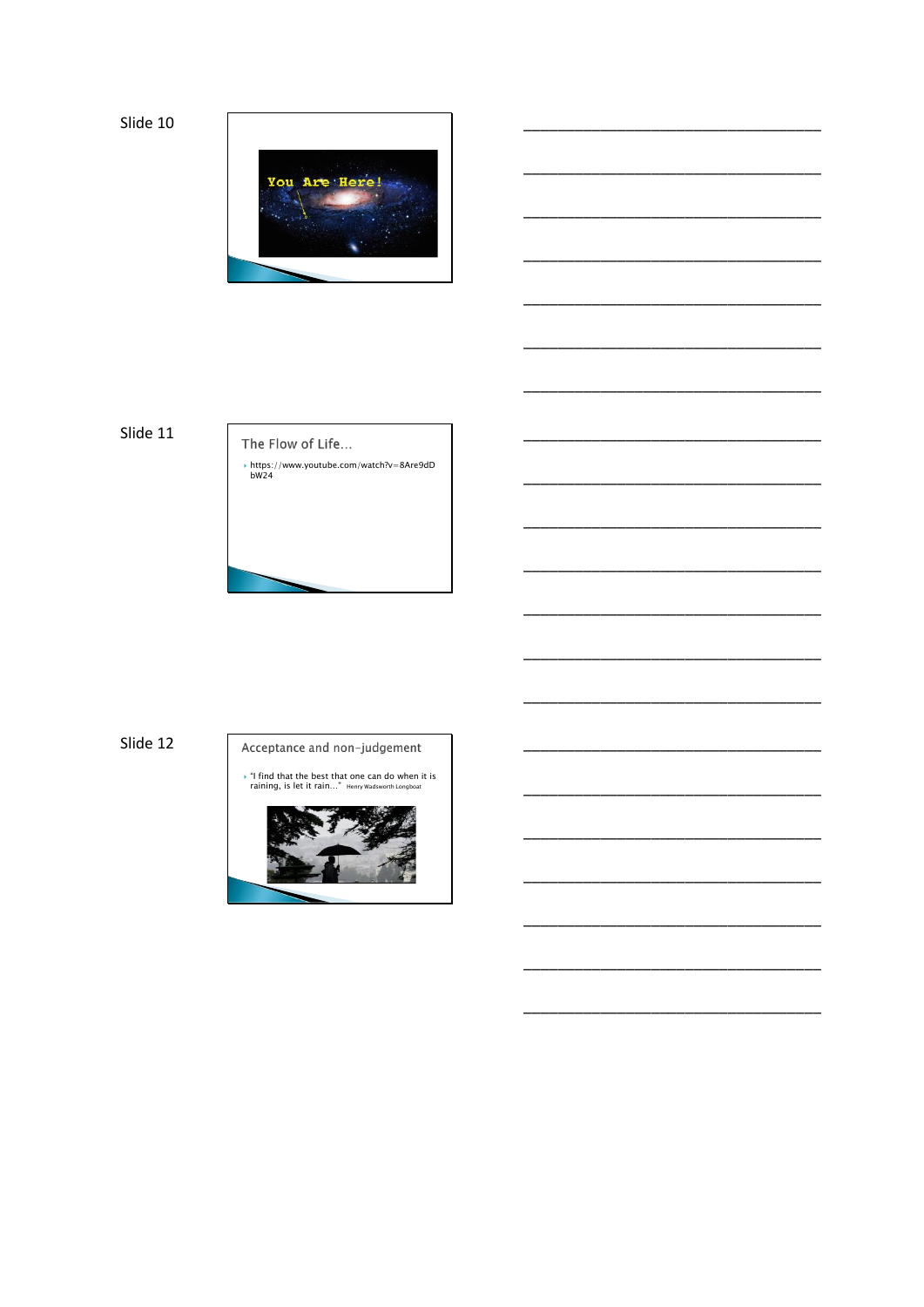Slide 10

You Are Here!

______________________________________

______________________________________

______________________________________

______________________________________

______________________________________

______________________________________

______________________________________

Slide 11

The Flow of Life…

- https://www.youtube.com/watch?v=8Are9dDbW24

______________________________________

______________________________________

______________________________________

______________________________________

______________________________________

______________________________________

______________________________________

Slide 12

Acceptance and non-judgement

- "I find that the best that one can do when it is raining, is let it rain…" Henry Wadsworth Longboat

______________________________________

______________________________________

______________________________________

______________________________________

______________________________________

______________________________________

______________________________________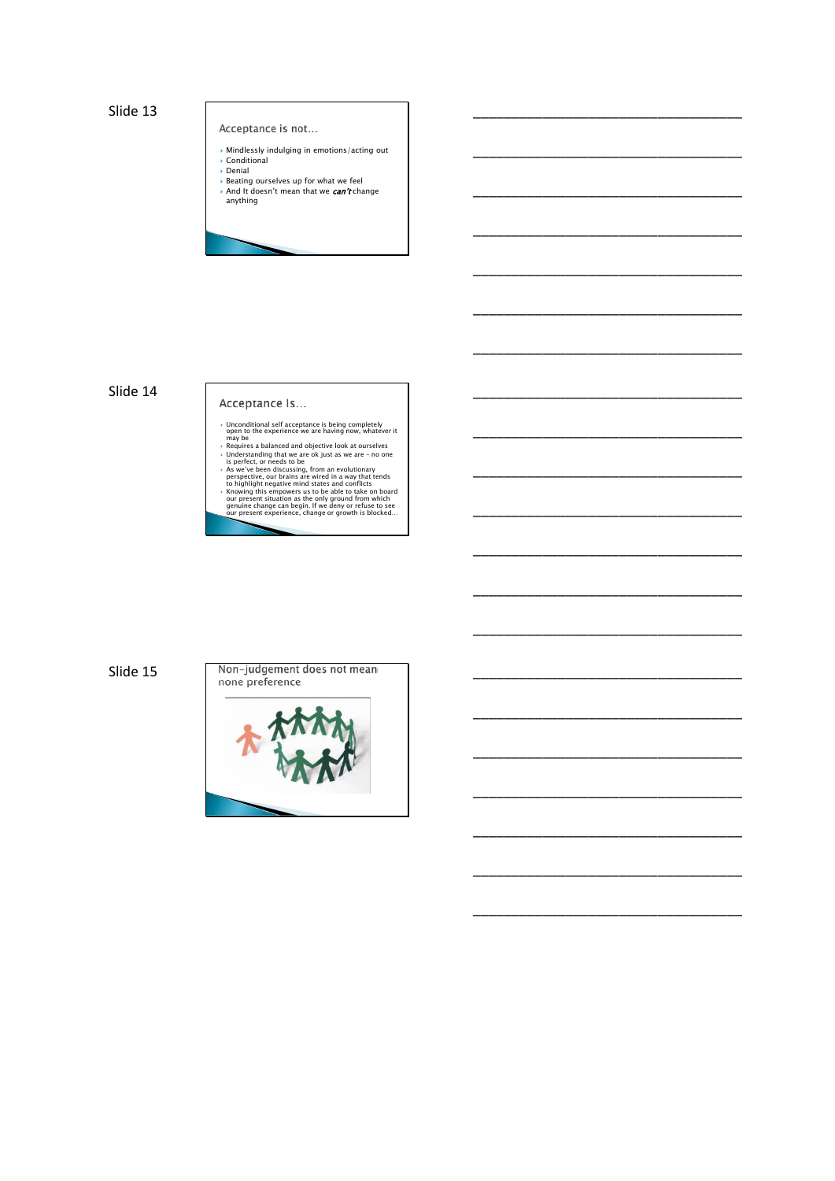Slide 13

## Acceptance is not…

- Mindlessly indulging in emotions/acting out
- Conditional
- Denial
- Beating ourselves up for what we feel
- And It doesn't mean that we ***can't*** change anything

Slide 14

## Acceptance Is…

- Unconditional self acceptance is being completely open to the experience we are having now, whatever it may be
- Requires a balanced and objective look at ourselves
- Understanding that we are ok just as we are – no one is perfect, or needs to be
- As we've been discussing, from an evolutionary perspective, our brains are wired in a way that tends to highlight negative mind states and conflicts
- Knowing this empowers us to be able to take on board our present situation as the only ground from which genuine change can begin. If we deny or refuse to see our present experience, change or growth is blocked…

Slide 15

## Non-judgement does not mean none preference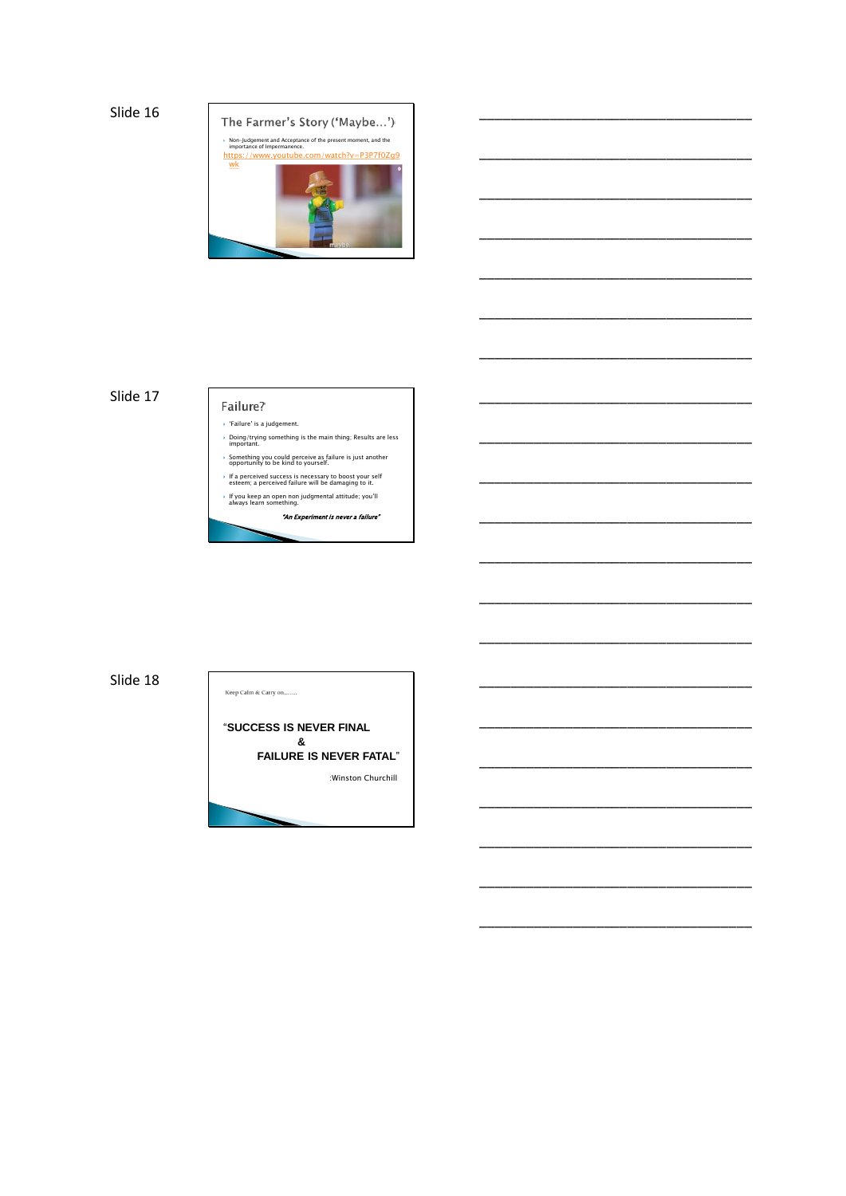Slide 16

## The Farmer's Story ('Maybe…')

- Non-Judgement and Acceptance of the present moment, and the importance of Impermanence.

https://www.youtube.com/watch?v=P3P7f0Zg9wk

maybe

Slide 17

## Failure?

- 'Failure' is a judgement.
- Doing/trying something is the main thing; Results are less important.
- Something you could perceive as failure is just another opportunity to be kind to yourself.
- If a perceived success is necessary to boost your self esteem; a perceived failure will be damaging to it.
- If you keep an open non judgmental attitude; you'll always learn something.

***"An Experiment is never a failure"***

Slide 18

Keep Calm & Carry on……..

**"SUCCESS IS NEVER FINAL**
**&**
**FAILURE IS NEVER FATAL"**

:Winston Churchill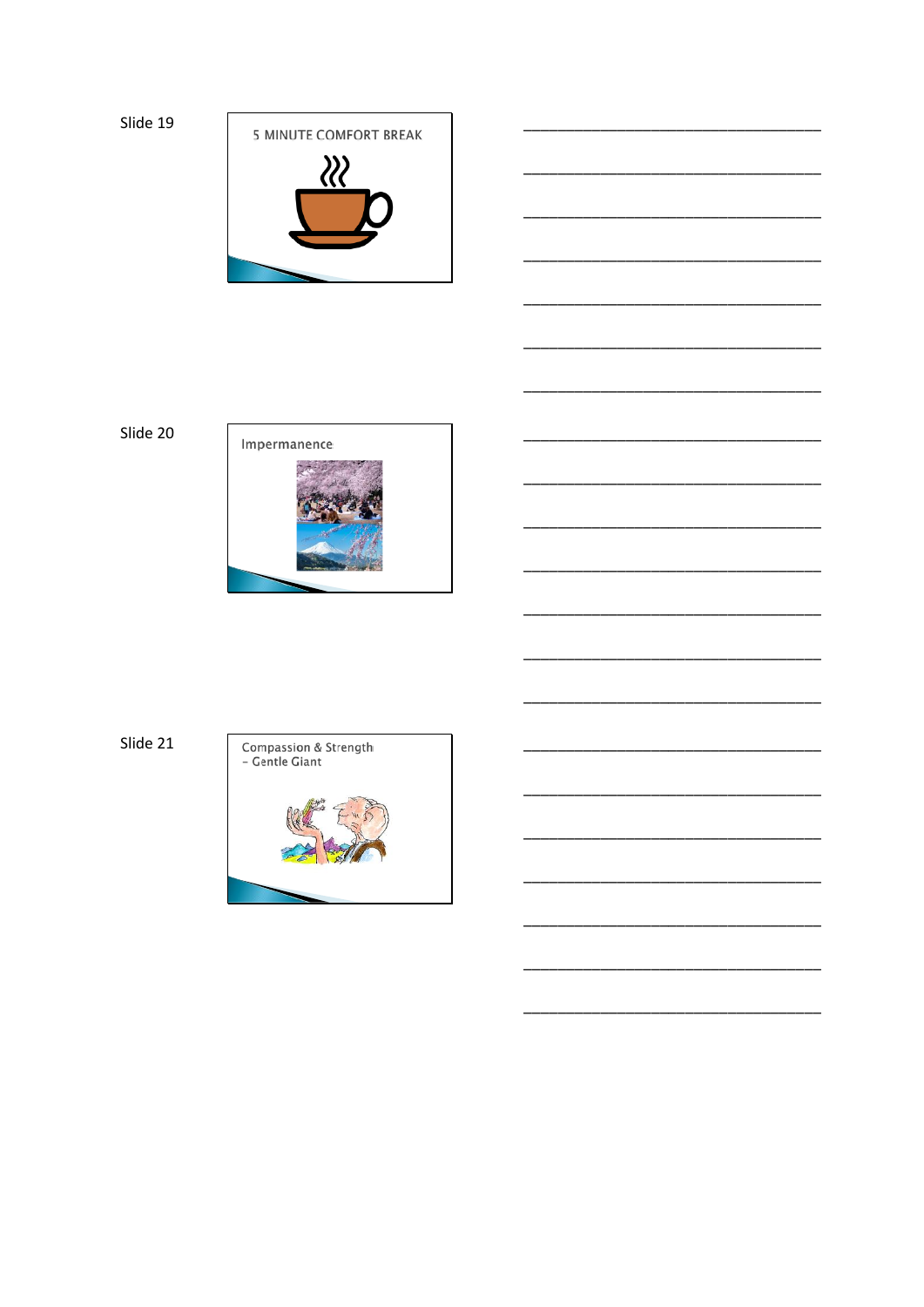Slide 19

5 MINUTE COMFORT BREAK

___________________________________

___________________________________

___________________________________

___________________________________

___________________________________

___________________________________

___________________________________

Slide 20

Impermanence

___________________________________

___________________________________

___________________________________

___________________________________

___________________________________

___________________________________

___________________________________

Slide 21

Compassion & Strength – Gentle Giant

___________________________________

___________________________________

___________________________________

___________________________________

___________________________________

___________________________________

___________________________________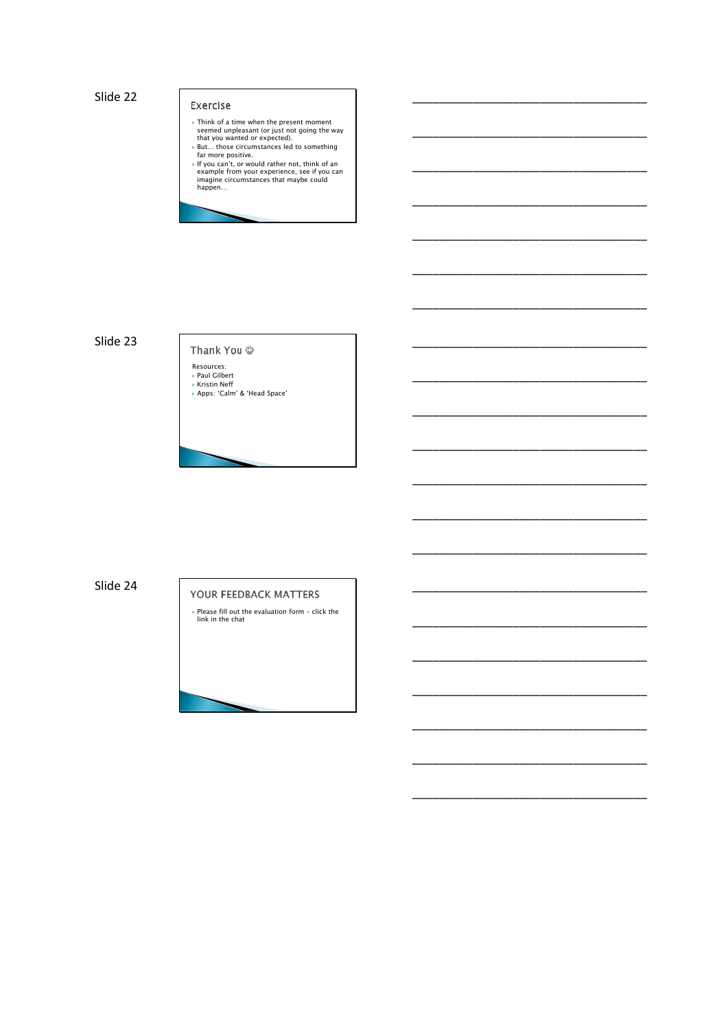Slide 22

## Exercise

- Think of a time when the present moment seemed unpleasant (or just not going the way that you wanted or expected).
- But… those circumstances led to something far more positive.
- If you can't, or would rather not, think of an example from your experience, see if you can imagine circumstances that maybe could happen…

Slide 23

## Thank You ☺

Resources:

- Paul Gilbert
- Kristin Neff
- Apps: 'Calm' & 'Head Space'

Slide 24

## YOUR FEEDBACK MATTERS

- Please fill out the evaluation form – click the link in the chat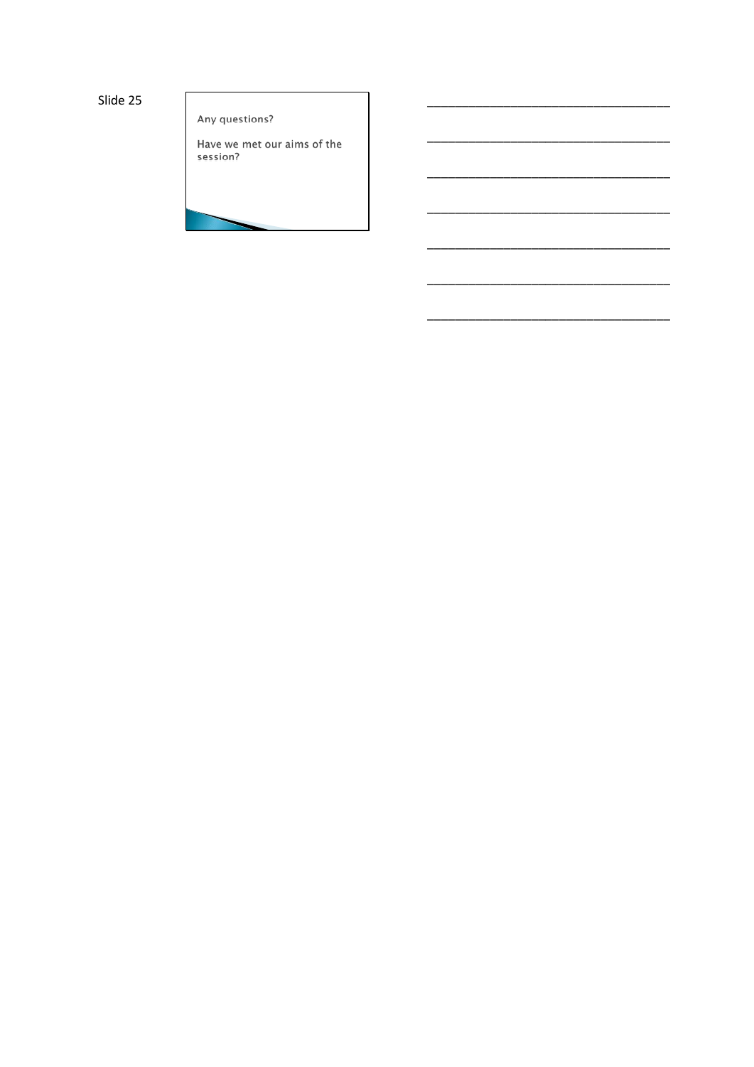Slide 25

Any questions?

Have we met our aims of the session?

\_\_\_\_\_\_\_\_\_\_\_\_\_\_\_\_\_\_\_\_\_\_\_\_\_\_\_\_\_\_\_\_\_\_\_\_

\_\_\_\_\_\_\_\_\_\_\_\_\_\_\_\_\_\_\_\_\_\_\_\_\_\_\_\_\_\_\_\_\_\_\_\_

\_\_\_\_\_\_\_\_\_\_\_\_\_\_\_\_\_\_\_\_\_\_\_\_\_\_\_\_\_\_\_\_\_\_\_\_

\_\_\_\_\_\_\_\_\_\_\_\_\_\_\_\_\_\_\_\_\_\_\_\_\_\_\_\_\_\_\_\_\_\_\_\_

\_\_\_\_\_\_\_\_\_\_\_\_\_\_\_\_\_\_\_\_\_\_\_\_\_\_\_\_\_\_\_\_\_\_\_\_

\_\_\_\_\_\_\_\_\_\_\_\_\_\_\_\_\_\_\_\_\_\_\_\_\_\_\_\_\_\_\_\_\_\_\_\_

\_\_\_\_\_\_\_\_\_\_\_\_\_\_\_\_\_\_\_\_\_\_\_\_\_\_\_\_\_\_\_\_\_\_\_\_